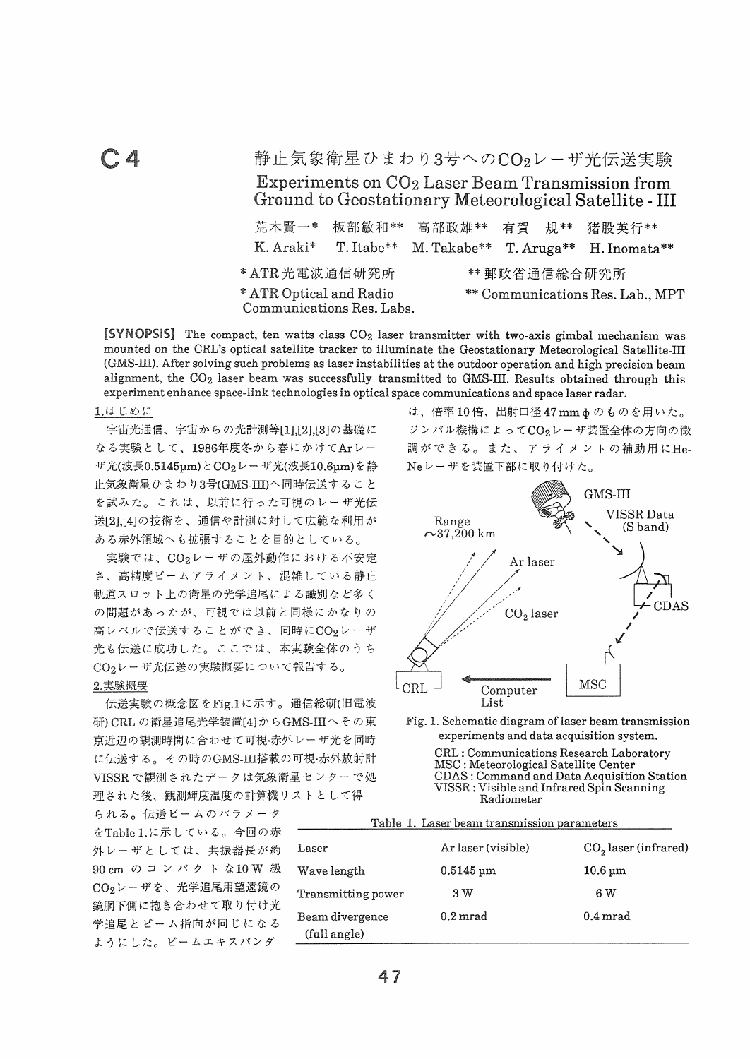# C4

# 静止気象衛星ひまわり3号への$CO_2$レーザ光伝送実験

# Experiments on $CO_2$ Laser Beam Transmission from Ground to Geostationary Meteorological Satellite - III

荒木賢一* 板部敏和** 高部政雄** 有賀 規** 猪股英行**

K. Araki* T. Itabe** M. Takabe** T. Aruga** H. Inomata**

\* ATR光電波通信研究所　** 郵政省通信総合研究所

\* ATR Optical and Radio Communications Res. Labs.　** Communications Res. Lab., MPT

**[SYNOPSIS]** The compact, ten watts class $CO_2$ laser transmitter with two-axis gimbal mechanism was mounted on the CRL's optical satellite tracker to illuminate the Geostationary Meteorological Satellite-III (GMS-III). After solving such problems as laser instabilities at the outdoor operation and high precision beam alignment, the $CO_2$ laser beam was successfully transmitted to GMS-III. Results obtained through this experiment enhance space-link technologies in optical space communications and space laser radar.

## 1.はじめに

宇宙光通信、宇宙からの光計測等[1],[2],[3]の基礎になる実験として、1986年度冬から春にかけてArレーザ光(波長0.5145μm)と$CO_2$レーザ光(波長10.6μm)を静止気象衛星ひまわり3号(GMS-III)へ同時伝送することを試みた。これは、以前に行った可視のレーザ光伝送[2],[4]の技術を、通信や計測に対して広範な利用がある赤外領域へも拡張することを目的としている。

実験では、$CO_2$レーザの屋外動作における不安定さ、高精度ビームアライメント、混雑している静止軌道スロット上の衛星の光学追尾による識別など多くの問題があったが、可視では以前と同様にかなりの高レベルで伝送することができ、同時に$CO_2$レーザ光も伝送に成功した。ここでは、本実験全体のうち$CO_2$レーザ光伝送の実験概要について報告する。

## 2.実験概要

伝送実験の概念図をFig.1に示す。通信総研(旧電波研) CRLの衛星追尾光学装置[4]からGMS-IIIへその東京近辺の観測時間に合わせて可視·赤外レーザ光を同時に伝送する。その時のGMS-III搭載の可視·赤外放射計VISSRで観測されたデータは気象衛星センターで処理された後、観測輝度温度の計算機リストとして得られる。伝送ビームのパラメータをTable 1.に示している。今回の赤外レーザとしては、共振器長が約90 cmのコンパクトな10 W級$CO_2$レーザを、光学追尾用望遠鏡の鏡胴下側に抱き合わせて取り付け光学追尾とビーム指向が同じになるようにした。ビームエキスパンダは、倍率10倍、出射口径47 mmφのものを用いた。ジンバル機構によって$CO_2$レーザ装置全体の方向の微調ができる。また、アライメントの補助用にHe-Neレーザを装置下部に取り付けた。

Fig. 1. Schematic diagram of laser beam transmission experiments and data acquisition system.

CRL : Communications Research Laboratory
MSC : Meteorological Satellite Center
CDAS : Command and Data Acquisition Station
VISSR : Visible and Infrared Spin Scanning Radiometer

Table 1. Laser beam transmission parameters

| Laser | Ar laser (visible) | $CO_2$ laser (infrared) |
|---|---|---|
| Wave length | 0.5145 μm | 10.6 μm |
| Transmitting power | 3 W | 6 W |
| Beam divergence (full angle) | 0.2 mrad | 0.4 mrad |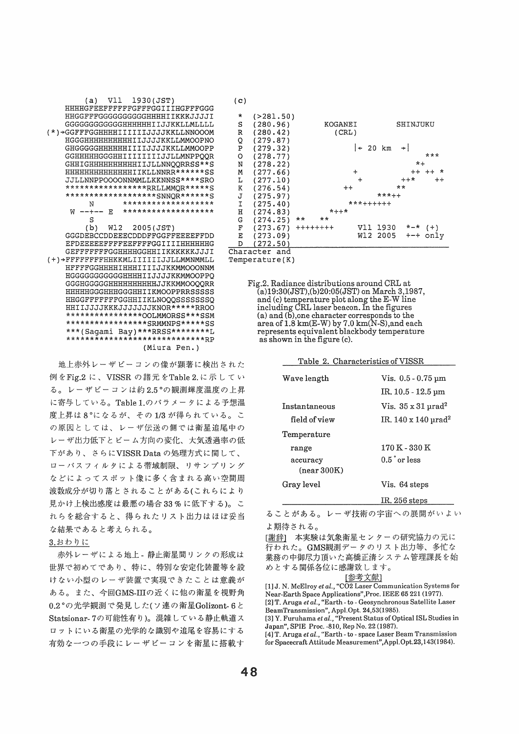```
        (a)  V11  1930(JST)
    HHHHGFEEFFFFFFGFFFGGIIIHGFFFGGG
    HHGGFFFGGGGGGGGGGHHHHIIKKKJJJJI
    GGGGGGGGGGGGHHHHHHIIJJKKLLMLLLL
(*)→GGFFFGGHHHHIIIIIJJJJKKLLNNOOOM
    HGGGHHHHHHHHHHIIJJJJKKLLMMOOPNO
    GHGGGGGHHHHHHIIIIJJJJKKLLMMOOPP
    GGHHHHHGGGHHIIIIIIIIJJLLMNPPQQR
    GHHIGHHHHHHHHHHIIJLLNNQQRRSS**S
    HHHHHHHHHHHHHHHIIKLLNNRR******SS
    JJLLNNPPOOOONNMMLLKKNNSS****SRO
    ****************RRLLMMQR*****S
    *****************SNNQR******S
        N       *******************
    W --+-- E   *******************
        S
        (b)  W12  2005(JST)
    GGGDEBCCDDEEECDDDFFGGFFEEEEFFDD
    EFDEEEEEFFFFEEFFFFGGIIIIHHHHHHG
    GEFFFFFFFGGHHHHHGGHHIIKKKKKJJJI
(+)→FFFFFFFFHHKKMLIIIIIJJLLMMNMMLL
    HFFFFGGHHHHIHHHIIIIJJKKMMOOONNM
    HGGGGGGGGGGGHHHHIIJJJJKKMMOOPPQ
    GGGHGGGGGHHHHHHHHHHJJKKMMOOQQRR
    HHHHHGGGHHHGGGHHIIKMOOPPRRSSSSS
    HHGGFFFFFFFGGHHIIKLNOQQSSSSSSSQ
    HHIIJJJJKKKJJJJJJJKNOR*****RROO
    ****************OOLMMORSS***SSM
    ****************SRMMNPS*****SS
    ***(Sagami Bay)***RRSS********L
    ******************************RP
                    (Miura Pen.)
```

```
(c)

  *  (>281.50)
  S  (280.96)       KOGANEI          SHINJUKU
  R  (280.42)         (CRL)
  Q  (279.87)
  P  (279.32)          |← 20 km  →|
  O  (278.77)                              ***
  N  (278.22)                             *+
  M  (277.66)             +             ++ ++ *
  L  (277.10)              +         ++*     ++
  K  (276.54)          ++           **
  J  (275.97)                   ****+
  I  (275.40)            *********
  H  (274.83)        ++++
  G  (274.25)  **    **
  F  (273.67)  ++++++++     V11 1930   *-* (+)
  E  (273.09)               W12 2005   +-+ only
  D  (272.50)
Character and
Temperature(K)
```

Fig.2. Radiance distributions around CRL at (a)19:30(JST),(b)20:05(JST) on March 3,1987, and (c) temperature plot along the E-W line including CRL laser beacon. In the figures (a) and (b),one character corresponds to the area of 1.8 km(E-W) by 7.0 km(N-S),and each represents equivalent blackbody temperature as shown in the figure (c).

地上赤外レーザビーコンの像が顕著に検出された例をFig.2 に、VISSR の諸元をTable 2.に示している。レーザビーコンは約2.5°の観測輝度温度の上昇に寄与している。Table 1.のパラメータによる予想温度上昇は8°になるが、その1/3 が得られている。この原因としては、レーザ伝送の側では衛星追尾中のレーザ出力低下とビーム方向の変化、大気透過率の低下があり、さらにVISSR Data の処理方式に関して、ローパスフィルタによる帯域制限、リサンプリングなどによってスポット像に多く含まれる高い空間周波数成分が切り落とされることがある(これらにより見かけ上検出感度は最悪の場合33％に低下する)。これらを総合すると、得られたリスト出力はほぼ妥当な結果であると考えられる。

## 3.おわりに

赤外レーザによる地上 - 静止衛星間リンクの形成は世界で初めてであり、特に、特別な安定化装置等を設けない小型のレーザ装置で実現できたことは意義がある。また、今回GMS-IIIの近くに他の衛星を視野角0.2°の光学観測で発見した(ソ連の衛星Golizont- 6 とStatsionar- 7の可能性有り)。混雑している静止軌道スロットにいる衛星の光学的な識別や追尾を容易にする有効な一つの手段にレーザビーコンを衛星に搭載することがある。レーザ技術の宇宙への展開がいよいよ期待される。

Table 2. Characteristics of VISSR

| | |
|---|---|
| Wave length | Vis. 0.5 - 0.75 μm |
| | IR. 10.5 - 12.5 μm |
| Instantaneous field of view | Vis. 35 x 31 $\mu rad^2$ |
| | IR. 140 x 140 $\mu rad^2$ |
| Temperature | |
| range | 170 K - 330 K |
| accuracy (near 300K) | 0.5 ° or less |
| Gray level | Vis. 64 steps |
| | IR. 256 steps |

[謝辞] 本実験は気象衛星センターの研究協力の元に行われた。GMS観測データのリスト出力等、多忙な業務の中御尽力頂いた高橋正清システム管理課長を始めとする関係各位に感謝致します。

### [参考文献]

[1] J. N. McElroy *et al.*, "CO2 Laser Communication Systems for Near-Earth Space Applications",Proc. IEEE 65 221 (1977).
[2] T. Aruga *et al.*, "Earth - to - Geosynchronous Satellite Laser BeamTransmission", Appl.Opt. 24,53(1985).
[3] Y. Furuhama *et al.*, "Present Status of Optical ISL Studies in Japan", SPIE Proc. -810, Rep No. 22 (1987).
[4] T. Aruga *et al.*, "Earth - to - space Laser Beam Transmission for Spacecraft Attitude Measurement",Appl.Opt.23,143(1984).